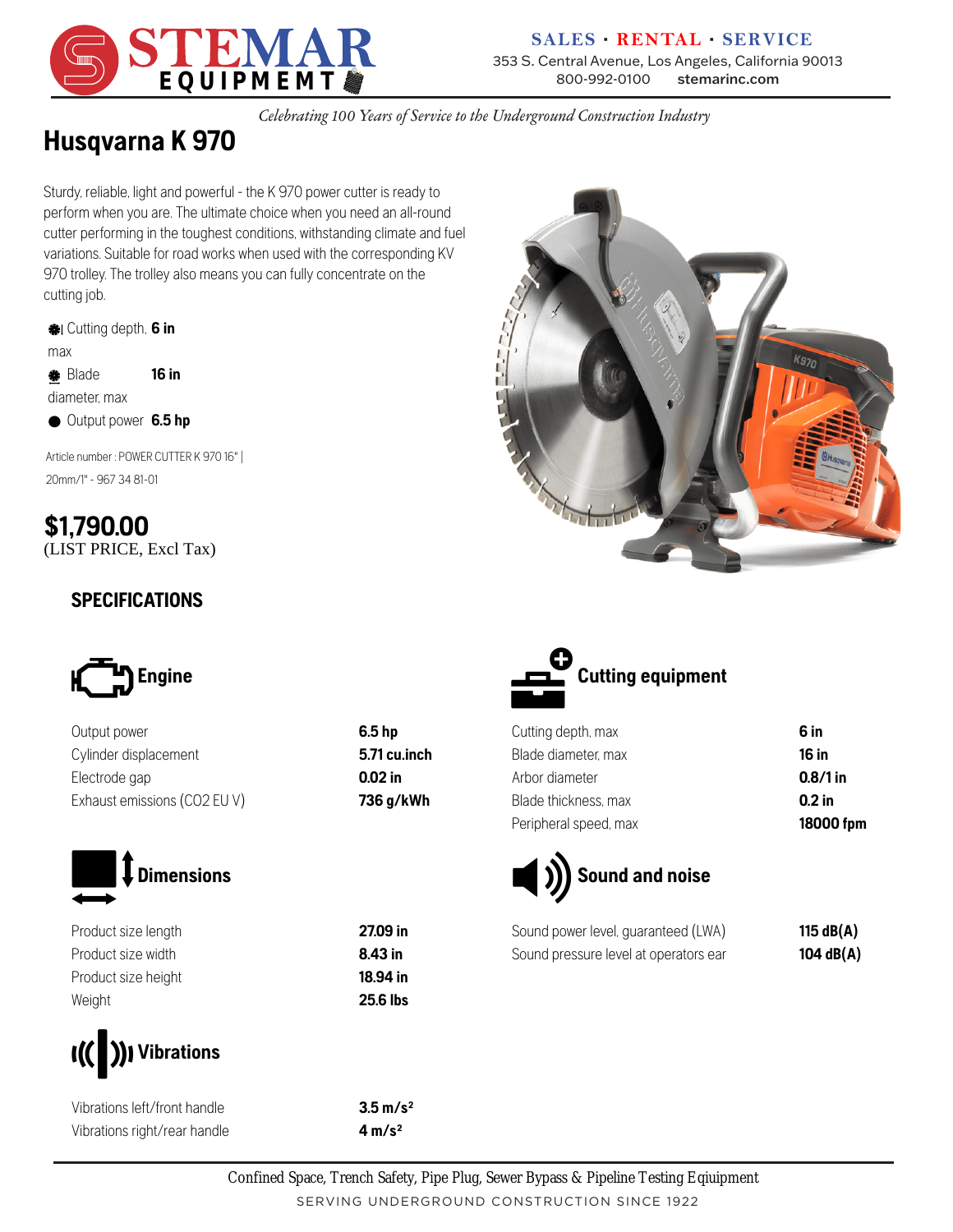STEMAR EQUIPMEMT

SALES · RENTAL · SERVICE
353 S. Central Avenue, Los Angeles, California 90013
800-992-0100 stemarinc.com

*Celebrating 100 Years of Service to the Underground Construction Industry*

# Husqvarna K 970

Sturdy, reliable, light and powerful - the K 970 power cutter is ready to perform when you are. The ultimate choice when you need an all-round cutter performing in the toughest conditions, withstanding climate and fuel variations. Suitable for road works when used with the corresponding KV 970 trolley. The trolley also means you can fully concentrate on the cutting job.

- Cutting depth, max **6 in**
- Blade diameter, max **16 in**
- Output power **6.5 hp**

Article number : POWER CUTTER K 970 16" | 20mm/1" - 967 34 81-01

**$1,790.00**
(LIST PRICE, Excl Tax)

## SPECIFICATIONS

### Engine

| | |
|---|---|
| Output power | **6.5 hp** |
| Cylinder displacement | **5.71 cu.inch** |
| Electrode gap | **0.02 in** |
| Exhaust emissions (CO2 EU V) | **736 g/kWh** |

### Dimensions

| | |
|---|---|
| Product size length | **27.09 in** |
| Product size width | **8.43 in** |
| Product size height | **18.94 in** |
| Weight | **25.6 lbs** |

### Vibrations

| | |
|---|---|
| Vibrations left/front handle | **3.5 m/s²** |
| Vibrations right/rear handle | **4 m/s²** |

### Cutting equipment

| | |
|---|---|
| Cutting depth, max | **6 in** |
| Blade diameter, max | **16 in** |
| Arbor diameter | **0.8/1 in** |
| Blade thickness, max | **0.2 in** |
| Peripheral speed, max | **18000 fpm** |

### Sound and noise

| | |
|---|---|
| Sound power level, guaranteed (LWA) | **115 dB(A)** |
| Sound pressure level at operators ear | **104 dB(A)** |

Confined Space, Trench Safety, Pipe Plug, Sewer Bypass & Pipeline Testing Eqiuipment
SERVING UNDERGROUND CONSTRUCTION SINCE 1922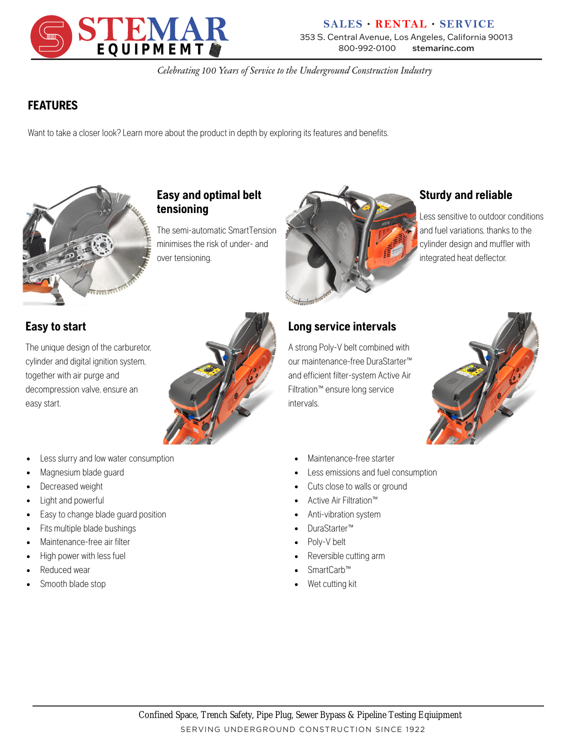## FEATURES

Want to take a closer look? Learn more about the product in depth by exploring its features and benefits.

### Easy and optimal belt tensioning

The semi-automatic SmartTension minimises the risk of under- and over tensioning.

### Sturdy and reliable

Less sensitive to outdoor conditions and fuel variations, thanks to the cylinder design and muffler with integrated heat deflector.

### Easy to start

The unique design of the carburetor, cylinder and digital ignition system, together with air purge and decompression valve, ensure an easy start.

### Long service intervals

A strong Poly-V belt combined with our maintenance-free DuraStarter™ and efficient filter-system Active Air Filtration™ ensure long service intervals.

- Less slurry and low water consumption
- Magnesium blade guard
- Decreased weight
- Light and powerful
- Easy to change blade guard position
- Fits multiple blade bushings
- Maintenance-free air filter
- High power with less fuel
- Reduced wear
- Smooth blade stop
- Maintenance-free starter
- Less emissions and fuel consumption
- Cuts close to walls or ground
- Active Air Filtration™
- Anti-vibration system
- DuraStarter™
- Poly-V belt
- Reversible cutting arm
- SmartCarb™
- Wet cutting kit